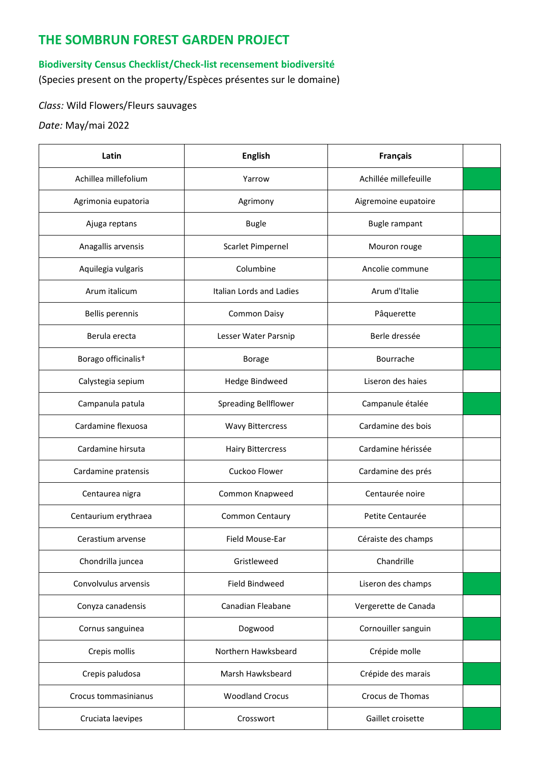# THE SOMBRUN FOREST GARDEN PROJECT

## Biodiversity Census Checklist/Check-list recensement biodiversité

(Species present on the property/Espèces présentes sur le domaine)

*Class:* Wild Flowers/Fleurs sauvages

*Date:* May/mai 2022

| Latin | English | Français | |
|---|---|---|---|
| Achillea millefolium | Yarrow | Achillée millefeuille | |
| Agrimonia eupatoria | Agrimony | Aigremoine eupatoire | |
| Ajuga reptans | Bugle | Bugle rampant | |
| Anagallis arvensis | Scarlet Pimpernel | Mouron rouge | |
| Aquilegia vulgaris | Columbine | Ancolie commune | |
| Arum italicum | Italian Lords and Ladies | Arum d'Italie | |
| Bellis perennis | Common Daisy | Pâquerette | |
| Berula erecta | Lesser Water Parsnip | Berle dressée | |
| Borago officinalis† | Borage | Bourrache | |
| Calystegia sepium | Hedge Bindweed | Liseron des haies | |
| Campanula patula | Spreading Bellflower | Campanule étalée | |
| Cardamine flexuosa | Wavy Bittercress | Cardamine des bois | |
| Cardamine hirsuta | Hairy Bittercress | Cardamine hérissée | |
| Cardamine pratensis | Cuckoo Flower | Cardamine des prés | |
| Centaurea nigra | Common Knapweed | Centaurée noire | |
| Centaurium erythraea | Common Centaury | Petite Centaurée | |
| Cerastium arvense | Field Mouse-Ear | Céraiste des champs | |
| Chondrilla juncea | Gristleweed | Chandrille | |
| Convolvulus arvensis | Field Bindweed | Liseron des champs | |
| Conyza canadensis | Canadian Fleabane | Vergerette de Canada | |
| Cornus sanguinea | Dogwood | Cornouiller sanguin | |
| Crepis mollis | Northern Hawksbeard | Crépide molle | |
| Crepis paludosa | Marsh Hawksbeard | Crépide des marais | |
| Crocus tommasinianus | Woodland Crocus | Crocus de Thomas | |
| Cruciata laevipes | Crosswort | Gaillet croisette | |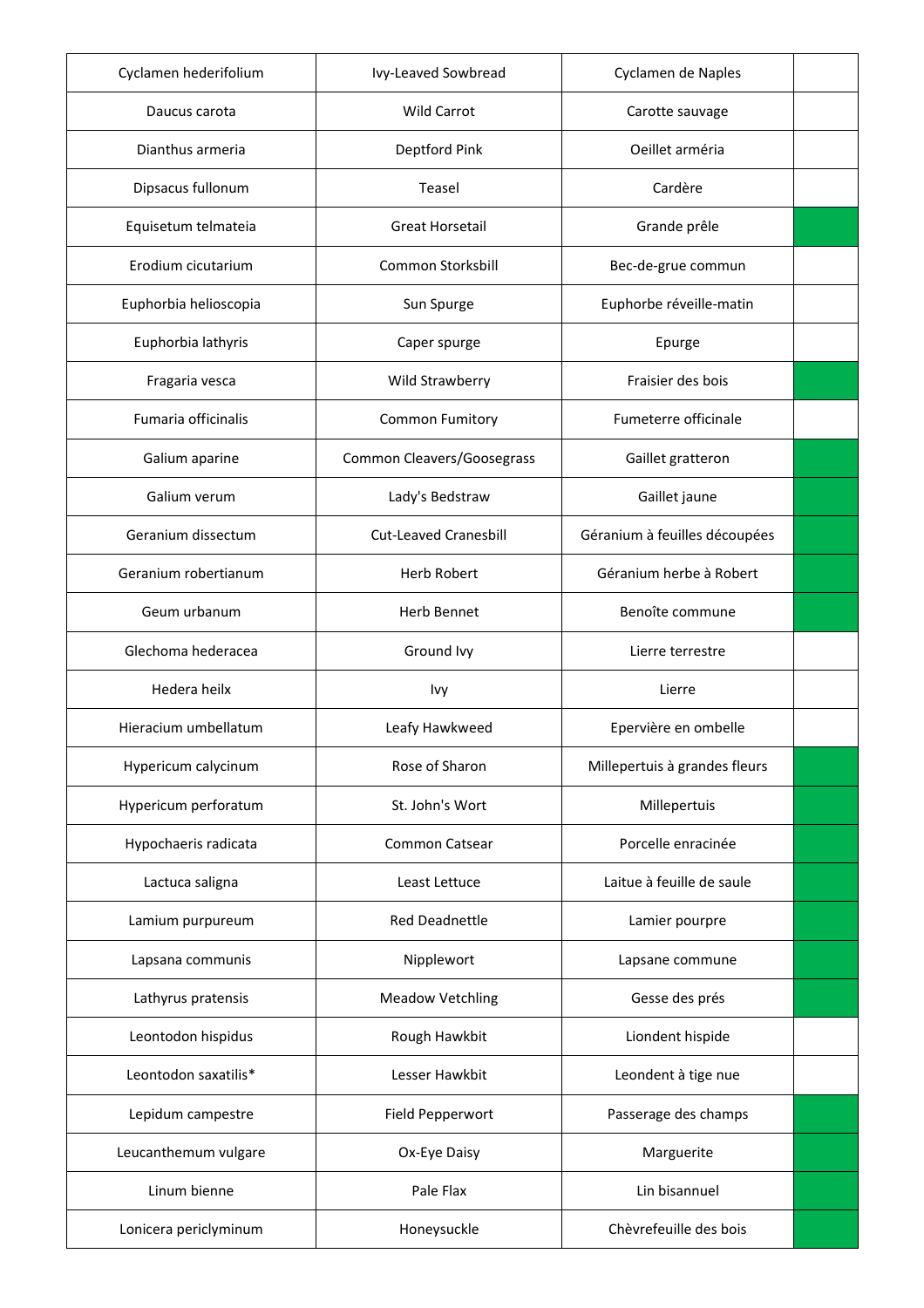| Cyclamen hederifolium | Ivy-Leaved Sowbread | Cyclamen de Naples | |
|---|---|---|---|
| Daucus carota | Wild Carrot | Carotte sauvage | |
| Dianthus armeria | Deptford Pink | Oeillet arméria | |
| Dipsacus fullonum | Teasel | Cardère | |
| Equisetum telmateia | Great Horsetail | Grande prêle | |
| Erodium cicutarium | Common Storksbill | Bec-de-grue commun | |
| Euphorbia helioscopia | Sun Spurge | Euphorbe réveille-matin | |
| Euphorbia lathyris | Caper spurge | Epurge | |
| Fragaria vesca | Wild Strawberry | Fraisier des bois | |
| Fumaria officinalis | Common Fumitory | Fumeterre officinale | |
| Galium aparine | Common Cleavers/Goosegrass | Gaillet gratteron | |
| Galium verum | Lady's Bedstraw | Gaillet jaune | |
| Geranium dissectum | Cut-Leaved Cranesbill | Géranium à feuilles découpées | |
| Geranium robertianum | Herb Robert | Géranium herbe à Robert | |
| Geum urbanum | Herb Bennet | Benoîte commune | |
| Glechoma hederacea | Ground Ivy | Lierre terrestre | |
| Hedera heilx | Ivy | Lierre | |
| Hieracium umbellatum | Leafy Hawkweed | Epervière en ombelle | |
| Hypericum calycinum | Rose of Sharon | Millepertuis à grandes fleurs | |
| Hypericum perforatum | St. John's Wort | Millepertuis | |
| Hypochaeris radicata | Common Catsear | Porcelle enracinée | |
| Lactuca saligna | Least Lettuce | Laitue à feuille de saule | |
| Lamium purpureum | Red Deadnettle | Lamier pourpre | |
| Lapsana communis | Nipplewort | Lapsane commune | |
| Lathyrus pratensis | Meadow Vetchling | Gesse des prés | |
| Leontodon hispidus | Rough Hawkbit | Liondent hispide | |
| Leontodon saxatilis* | Lesser Hawkbit | Leondent à tige nue | |
| Lepidum campestre | Field Pepperwort | Passerage des champs | |
| Leucanthemum vulgare | Ox-Eye Daisy | Marguerite | |
| Linum bienne | Pale Flax | Lin bisannuel | |
| Lonicera periclyminum | Honeysuckle | Chèvrefeuille des bois | |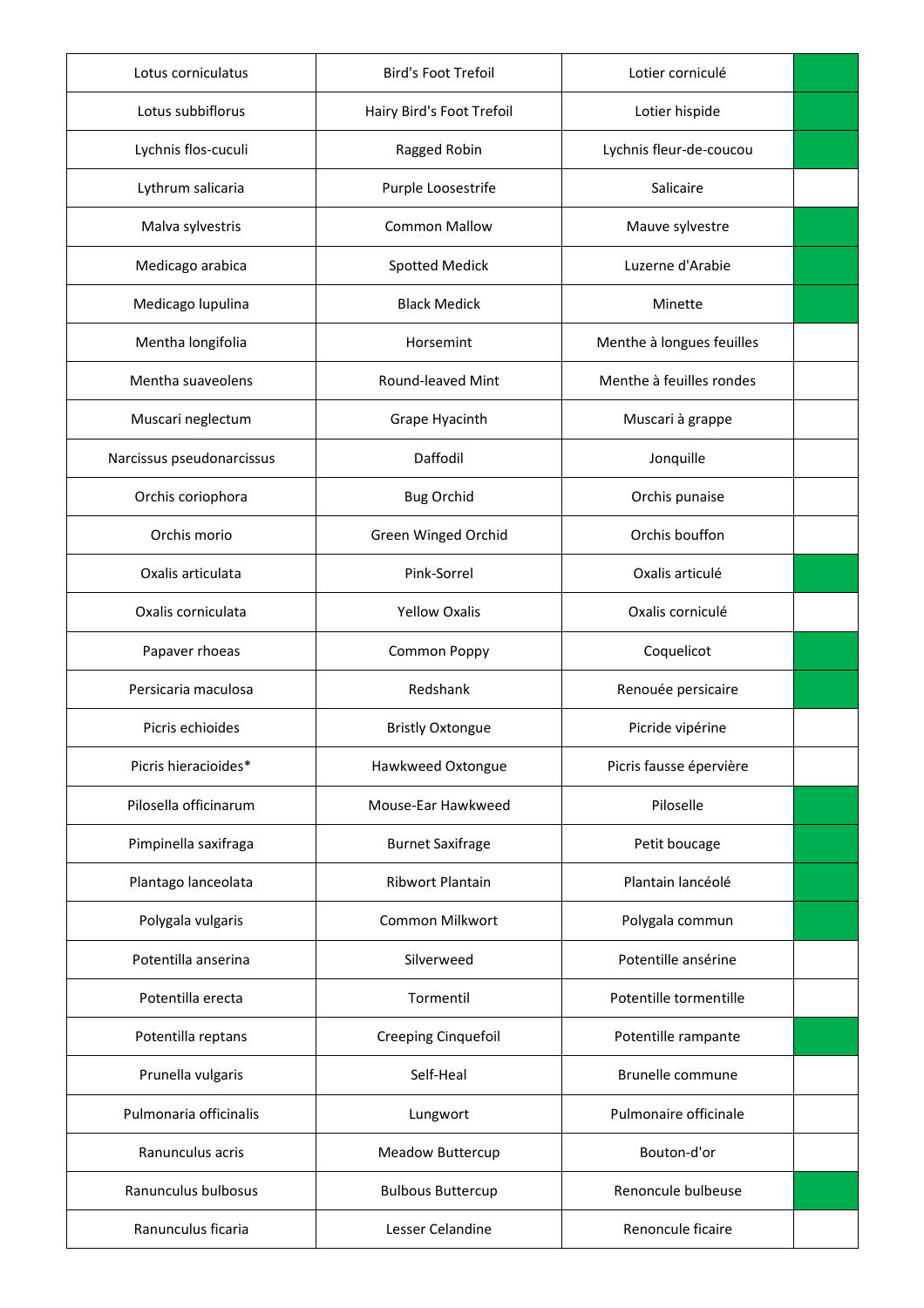| | | | |
|---|---|---|---|
| Lotus corniculatus | Bird's Foot Trefoil | Lotier corniculé | |
| Lotus subbiflorus | Hairy Bird's Foot Trefoil | Lotier hispide | |
| Lychnis flos-cuculi | Ragged Robin | Lychnis fleur-de-coucou | |
| Lythrum salicaria | Purple Loosestrife | Salicaire | |
| Malva sylvestris | Common Mallow | Mauve sylvestre | |
| Medicago arabica | Spotted Medick | Luzerne d'Arabie | |
| Medicago lupulina | Black Medick | Minette | |
| Mentha longifolia | Horsemint | Menthe à longues feuilles | |
| Mentha suaveolens | Round-leaved Mint | Menthe à feuilles rondes | |
| Muscari neglectum | Grape Hyacinth | Muscari à grappe | |
| Narcissus pseudonarcissus | Daffodil | Jonquille | |
| Orchis coriophora | Bug Orchid | Orchis punaise | |
| Orchis morio | Green Winged Orchid | Orchis bouffon | |
| Oxalis articulata | Pink-Sorrel | Oxalis articulé | |
| Oxalis corniculata | Yellow Oxalis | Oxalis corniculé | |
| Papaver rhoeas | Common Poppy | Coquelicot | |
| Persicaria maculosa | Redshank | Renouée persicaire | |
| Picris echioides | Bristly Oxtongue | Picride vipérine | |
| Picris hieracioides* | Hawkweed Oxtongue | Picris fausse épervière | |
| Pilosella officinarum | Mouse-Ear Hawkweed | Piloselle | |
| Pimpinella saxifraga | Burnet Saxifrage | Petit boucage | |
| Plantago lanceolata | Ribwort Plantain | Plantain lancéolé | |
| Polygala vulgaris | Common Milkwort | Polygala commun | |
| Potentilla anserina | Silverweed | Potentille ansérine | |
| Potentilla erecta | Tormentil | Potentille tormentille | |
| Potentilla reptans | Creeping Cinquefoil | Potentille rampante | |
| Prunella vulgaris | Self-Heal | Brunelle commune | |
| Pulmonaria officinalis | Lungwort | Pulmonaire officinale | |
| Ranunculus acris | Meadow Buttercup | Bouton-d'or | |
| Ranunculus bulbosus | Bulbous Buttercup | Renoncule bulbeuse | |
| Ranunculus ficaria | Lesser Celandine | Renoncule ficaire | |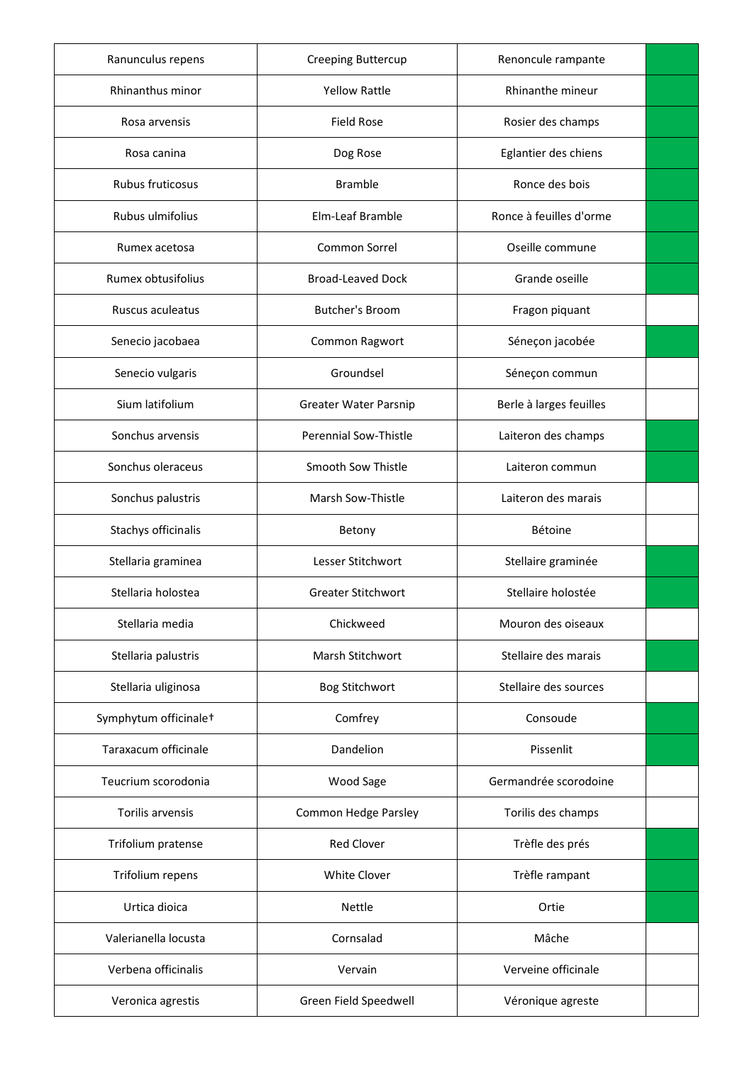| Ranunculus repens | Creeping Buttercup | Renoncule rampante | |
|---|---|---|---|
| Rhinanthus minor | Yellow Rattle | Rhinanthe mineur | |
| Rosa arvensis | Field Rose | Rosier des champs | |
| Rosa canina | Dog Rose | Eglantier des chiens | |
| Rubus fruticosus | Bramble | Ronce des bois | |
| Rubus ulmifolius | Elm-Leaf Bramble | Ronce à feuilles d'orme | |
| Rumex acetosa | Common Sorrel | Oseille commune | |
| Rumex obtusifolius | Broad-Leaved Dock | Grande oseille | |
| Ruscus aculeatus | Butcher's Broom | Fragon piquant | |
| Senecio jacobaea | Common Ragwort | Séneçon jacobée | |
| Senecio vulgaris | Groundsel | Séneçon commun | |
| Sium latifolium | Greater Water Parsnip | Berle à larges feuilles | |
| Sonchus arvensis | Perennial Sow-Thistle | Laiteron des champs | |
| Sonchus oleraceus | Smooth Sow Thistle | Laiteron commun | |
| Sonchus palustris | Marsh Sow-Thistle | Laiteron des marais | |
| Stachys officinalis | Betony | Bétoine | |
| Stellaria graminea | Lesser Stitchwort | Stellaire graminée | |
| Stellaria holostea | Greater Stitchwort | Stellaire holostée | |
| Stellaria media | Chickweed | Mouron des oiseaux | |
| Stellaria palustris | Marsh Stitchwort | Stellaire des marais | |
| Stellaria uliginosa | Bog Stitchwort | Stellaire des sources | |
| Symphytum officinale† | Comfrey | Consoude | |
| Taraxacum officinale | Dandelion | Pissenlit | |
| Teucrium scorodonia | Wood Sage | Germandrée scorodoine | |
| Torilis arvensis | Common Hedge Parsley | Torilis des champs | |
| Trifolium pratense | Red Clover | Trèfle des prés | |
| Trifolium repens | White Clover | Trèfle rampant | |
| Urtica dioica | Nettle | Ortie | |
| Valerianella locusta | Cornsalad | Mâche | |
| Verbena officinalis | Vervain | Verveine officinale | |
| Veronica agrestis | Green Field Speedwell | Véronique agreste | |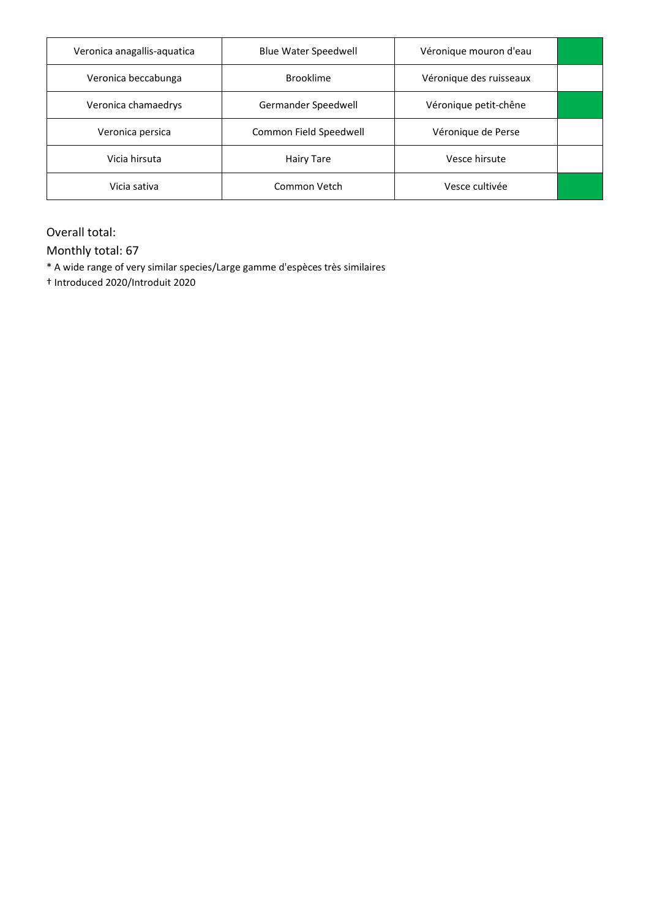| | | | |
|---|---|---|---|
| Veronica anagallis-aquatica | Blue Water Speedwell | Véronique mouron d'eau | |
| Veronica beccabunga | Brooklime | Véronique des ruisseaux | |
| Veronica chamaedrys | Germander Speedwell | Véronique petit-chêne | |
| Veronica persica | Common Field Speedwell | Véronique de Perse | |
| Vicia hirsuta | Hairy Tare | Vesce hirsute | |
| Vicia sativa | Common Vetch | Vesce cultivée | |

Overall total:

Monthly total: 67

* A wide range of very similar species/Large gamme d'espèces très similaires

† Introduced 2020/Introduit 2020